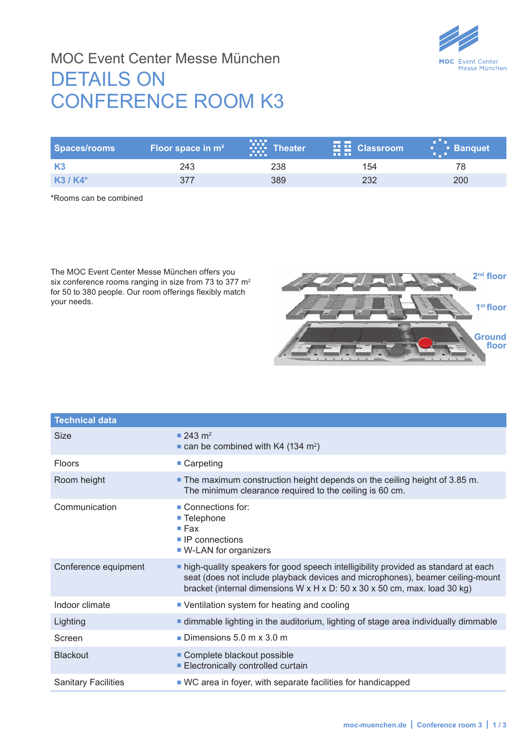MOC Event Center Messe München

# DETAILS ON CONFERENCE ROOM K3

| Spaces/rooms | Floor space in m² | Theater | Classroom | Banquet |
|---|---|---|---|---|
| **K3** | 243 | 238 | 154 | 78 |
| **K3 / K4*** | 377 | 389 | 232 | 200 |

*Rooms can be combined

The MOC Event Center Messe München offers you six conference rooms ranging in size from 73 to 377 m² for 50 to 380 people. Our room offerings flexibly match your needs.

2nd floor

1st floor

Ground floor

| Technical data | |
|---|---|
| Size | ▪ 243 m² ▪ can be combined with K4 (134 m²) |
| Floors | ▪ Carpeting |
| Room height | ▪ The maximum construction height depends on the ceiling height of 3.85 m. The minimum clearance required to the ceiling is 60 cm. |
| Communication | ▪ Connections for: ▪ Telephone ▪ Fax ▪ IP connections ▪ W-LAN for organizers |
| Conference equipment | ▪ high-quality speakers for good speech intelligibility provided as standard at each seat (does not include playback devices and microphones), beamer ceiling-mount bracket (internal dimensions W x H x D: 50 x 30 x 50 cm, max. load 30 kg) |
| Indoor climate | ▪ Ventilation system for heating and cooling |
| Lighting | ▪ dimmable lighting in the auditorium, lighting of stage area individually dimmable |
| Screen | ▪ Dimensions 5.0 m x 3.0 m |
| Blackout | ▪ Complete blackout possible ▪ Electronically controlled curtain |
| Sanitary Facilities | ▪ WC area in foyer, with separate facilities for handicapped |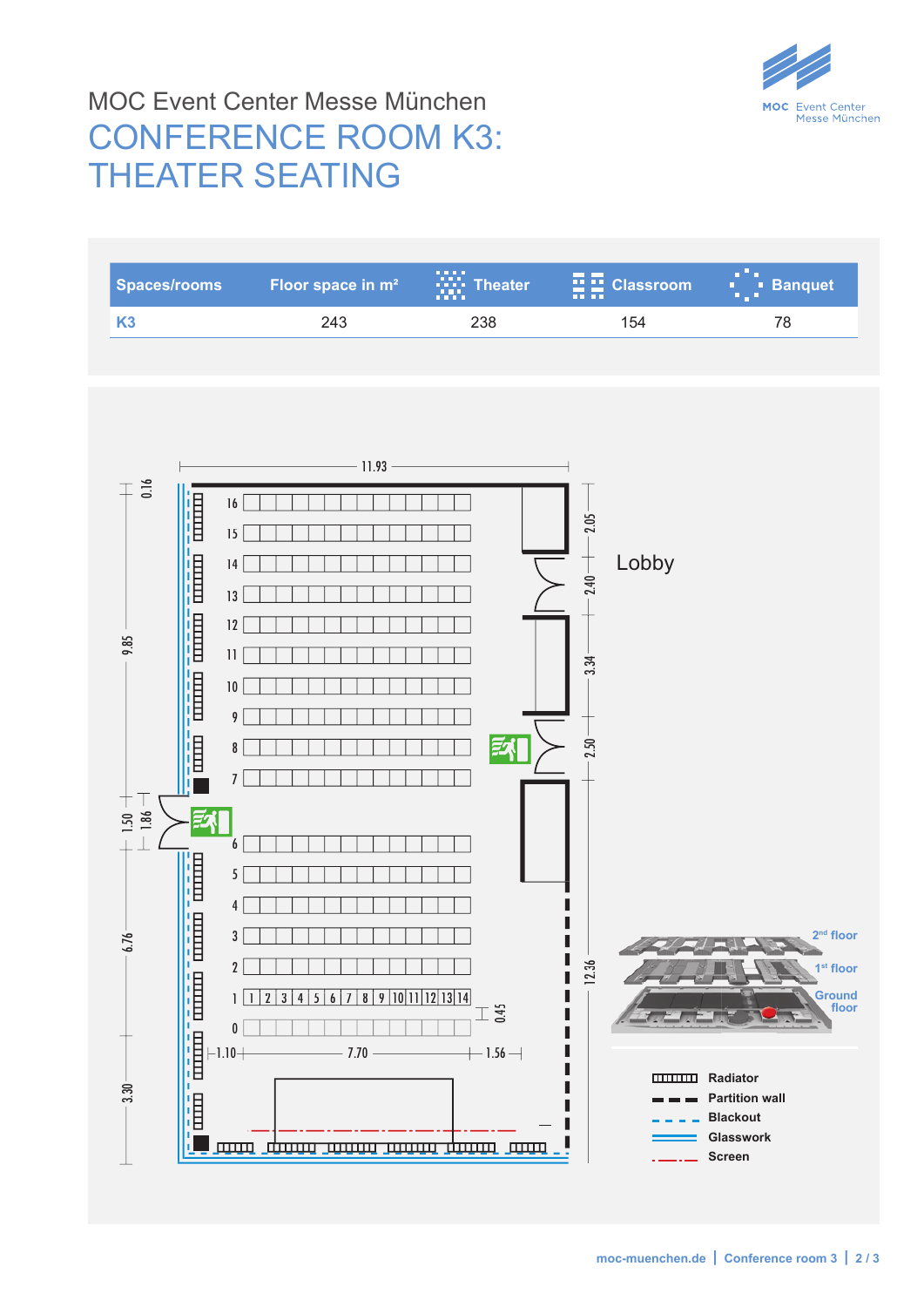MOC Event Center Messe München

# CONFERENCE ROOM K3: THEATER SEATING

| Spaces/rooms | Floor space in m² | Theater | Classroom | Banquet |
|---|---|---|---|---|
| K3 | 243 | 238 | 154 | 78 |

Lobby

2nd floor

1st floor

Ground floor

Radiator

Partition wall

Blackout

Glasswork

Screen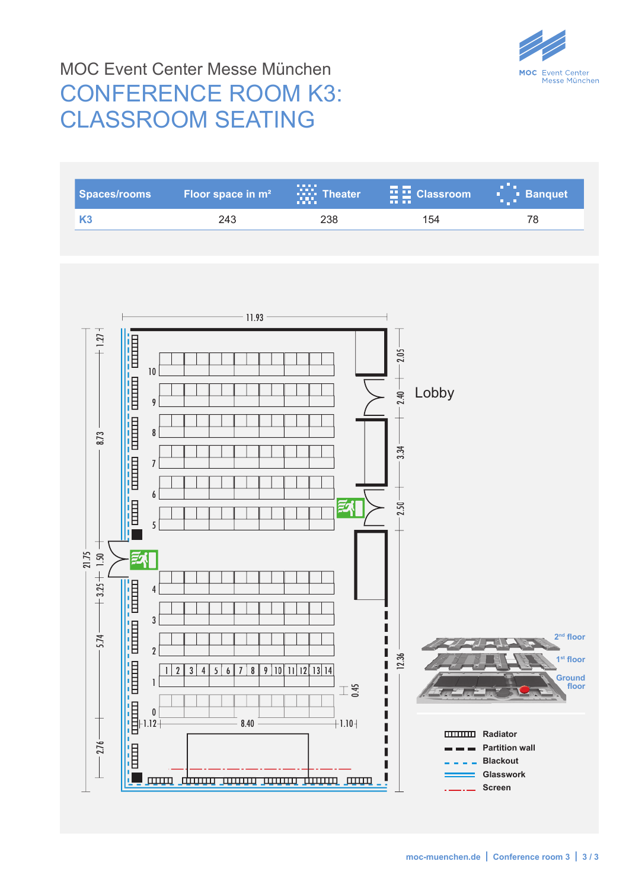MOC Event Center Messe München

# CONFERENCE ROOM K3: CLASSROOM SEATING

| Spaces/rooms | Floor space in m² | Theater | Classroom | Banquet |
|---|---|---|---|---|
| K3 | 243 | 238 | 154 | 78 |

11.93

Lobby

21.75

1.27

8.73

1.50

3.25

5.74

2.76

2.05

2.40

3.34

2.50

12.36

0.45

1.12

8.40

1.10

10 9 8 7 6 5 4 3 2 1 0

1 2 3 4 5 6 7 8 9 10 11 12 13 14

2nd floor

1st floor

Ground floor

Radiator

Partition wall

Blackout

Glasswork

Screen